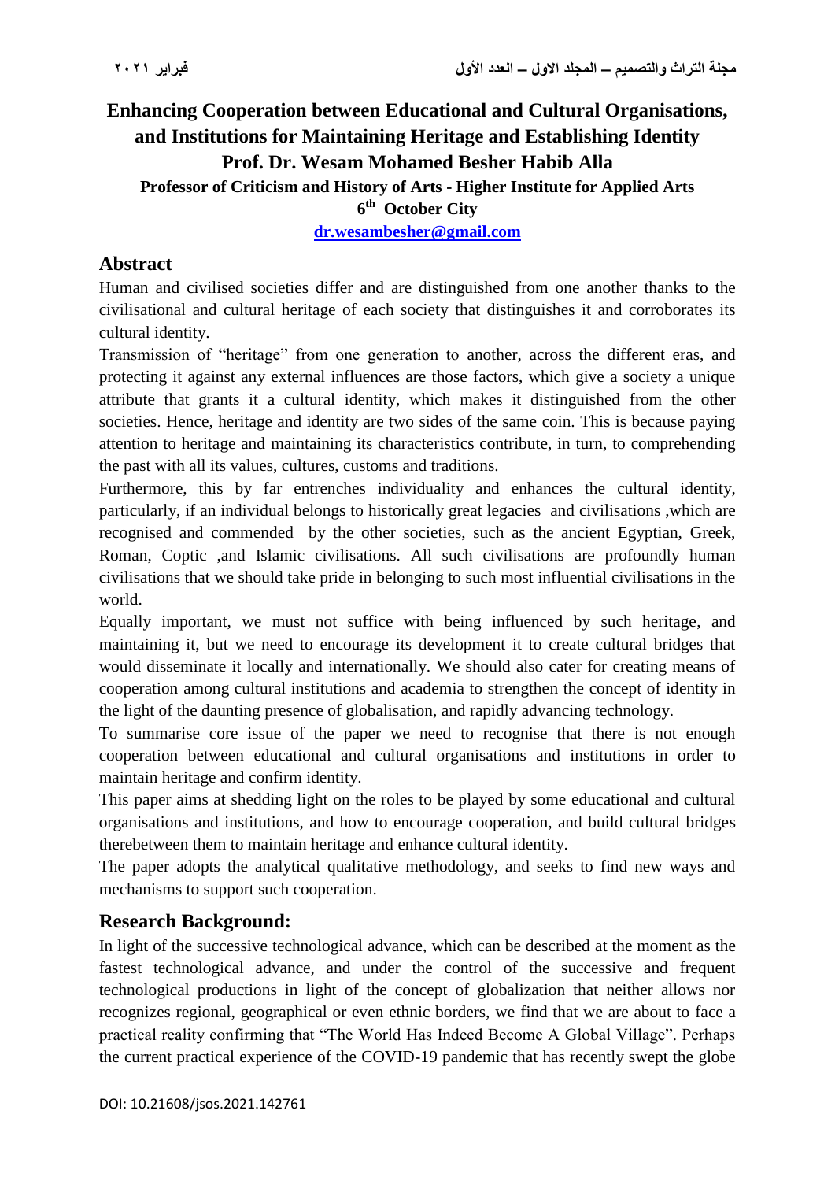# Enhancing Cooperation between Educational and Cultural Organisations, and Institutions for Maintaining Heritage and Establishing Identity

**Prof. Dr. Wesam Mohamed Besher Habib Alla**

**Professor of Criticism and History of Arts - Higher Institute for Applied Arts**

**6th October City**

dr.wesambesher@gmail.com

## Abstract

Human and civilised societies differ and are distinguished from one another thanks to the civilisational and cultural heritage of each society that distinguishes it and corroborates its cultural identity.

Transmission of "heritage" from one generation to another, across the different eras, and protecting it against any external influences are those factors, which give a society a unique attribute that grants it a cultural identity, which makes it distinguished from the other societies. Hence, heritage and identity are two sides of the same coin. This is because paying attention to heritage and maintaining its characteristics contribute, in turn, to comprehending the past with all its values, cultures, customs and traditions.

Furthermore, this by far entrenches individuality and enhances the cultural identity, particularly, if an individual belongs to historically great legacies and civilisations ,which are recognised and commended by the other societies, such as the ancient Egyptian, Greek, Roman, Coptic ,and Islamic civilisations. All such civilisations are profoundly human civilisations that we should take pride in belonging to such most influential civilisations in the world.

Equally important, we must not suffice with being influenced by such heritage, and maintaining it, but we need to encourage its development it to create cultural bridges that would disseminate it locally and internationally. We should also cater for creating means of cooperation among cultural institutions and academia to strengthen the concept of identity in the light of the daunting presence of globalisation, and rapidly advancing technology.

To summarise core issue of the paper we need to recognise that there is not enough cooperation between educational and cultural organisations and institutions in order to maintain heritage and confirm identity.

This paper aims at shedding light on the roles to be played by some educational and cultural organisations and institutions, and how to encourage cooperation, and build cultural bridges therebetween them to maintain heritage and enhance cultural identity.

The paper adopts the analytical qualitative methodology, and seeks to find new ways and mechanisms to support such cooperation.

## Research Background:

In light of the successive technological advance, which can be described at the moment as the fastest technological advance, and under the control of the successive and frequent technological productions in light of the concept of globalization that neither allows nor recognizes regional, geographical or even ethnic borders, we find that we are about to face a practical reality confirming that "The World Has Indeed Become A Global Village". Perhaps the current practical experience of the COVID-19 pandemic that has recently swept the globe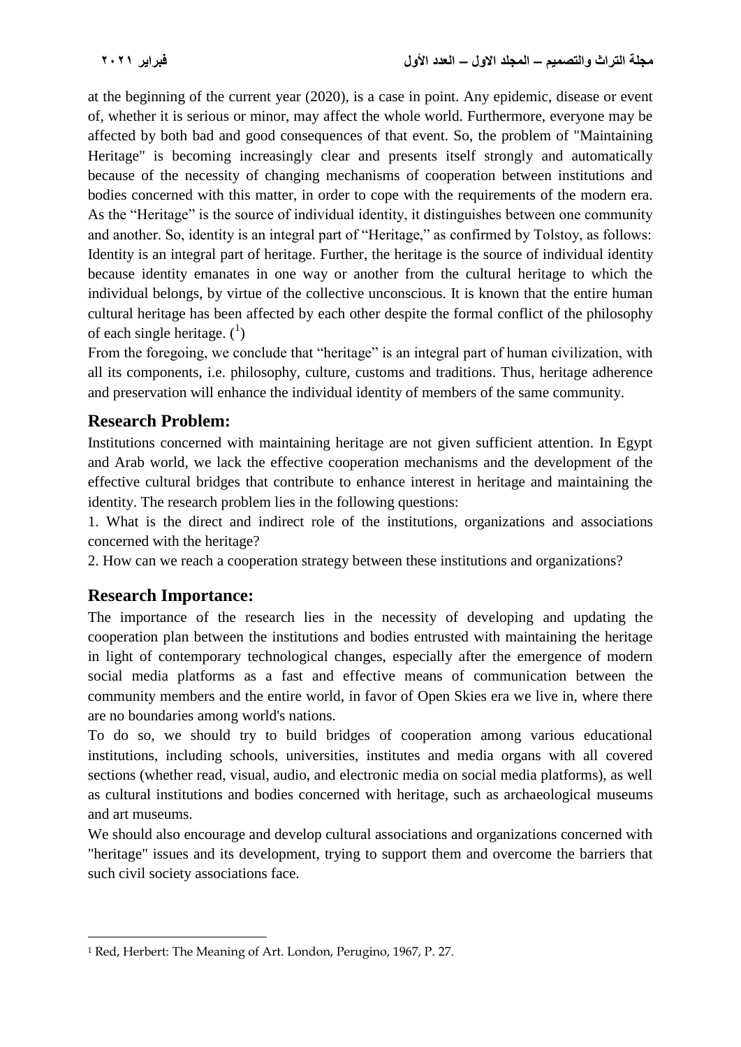at the beginning of the current year (2020), is a case in point. Any epidemic, disease or event of, whether it is serious or minor, may affect the whole world. Furthermore, everyone may be affected by both bad and good consequences of that event. So, the problem of "Maintaining Heritage" is becoming increasingly clear and presents itself strongly and automatically because of the necessity of changing mechanisms of cooperation between institutions and bodies concerned with this matter, in order to cope with the requirements of the modern era. As the "Heritage" is the source of individual identity, it distinguishes between one community and another. So, identity is an integral part of "Heritage," as confirmed by Tolstoy, as follows: Identity is an integral part of heritage. Further, the heritage is the source of individual identity because identity emanates in one way or another from the cultural heritage to which the individual belongs, by virtue of the collective unconscious. It is known that the entire human cultural heritage has been affected by each other despite the formal conflict of the philosophy of each single heritage. ([1])

From the foregoing, we conclude that "heritage" is an integral part of human civilization, with all its components, i.e. philosophy, culture, customs and traditions. Thus, heritage adherence and preservation will enhance the individual identity of members of the same community.

## Research Problem:

Institutions concerned with maintaining heritage are not given sufficient attention. In Egypt and Arab world, we lack the effective cooperation mechanisms and the development of the effective cultural bridges that contribute to enhance interest in heritage and maintaining the identity. The research problem lies in the following questions:

1. What is the direct and indirect role of the institutions, organizations and associations concerned with the heritage?
2. How can we reach a cooperation strategy between these institutions and organizations?

## Research Importance:

The importance of the research lies in the necessity of developing and updating the cooperation plan between the institutions and bodies entrusted with maintaining the heritage in light of contemporary technological changes, especially after the emergence of modern social media platforms as a fast and effective means of communication between the community members and the entire world, in favor of Open Skies era we live in, where there are no boundaries among world's nations.

To do so, we should try to build bridges of cooperation among various educational institutions, including schools, universities, institutes and media organs with all covered sections (whether read, visual, audio, and electronic media on social media platforms), as well as cultural institutions and bodies concerned with heritage, such as archaeological museums and art museums.

We should also encourage and develop cultural associations and organizations concerned with "heritage" issues and its development, trying to support them and overcome the barriers that such civil society associations face.

---

[1] Red, Herbert: The Meaning of Art. London, Perugino, 1967, P. 27.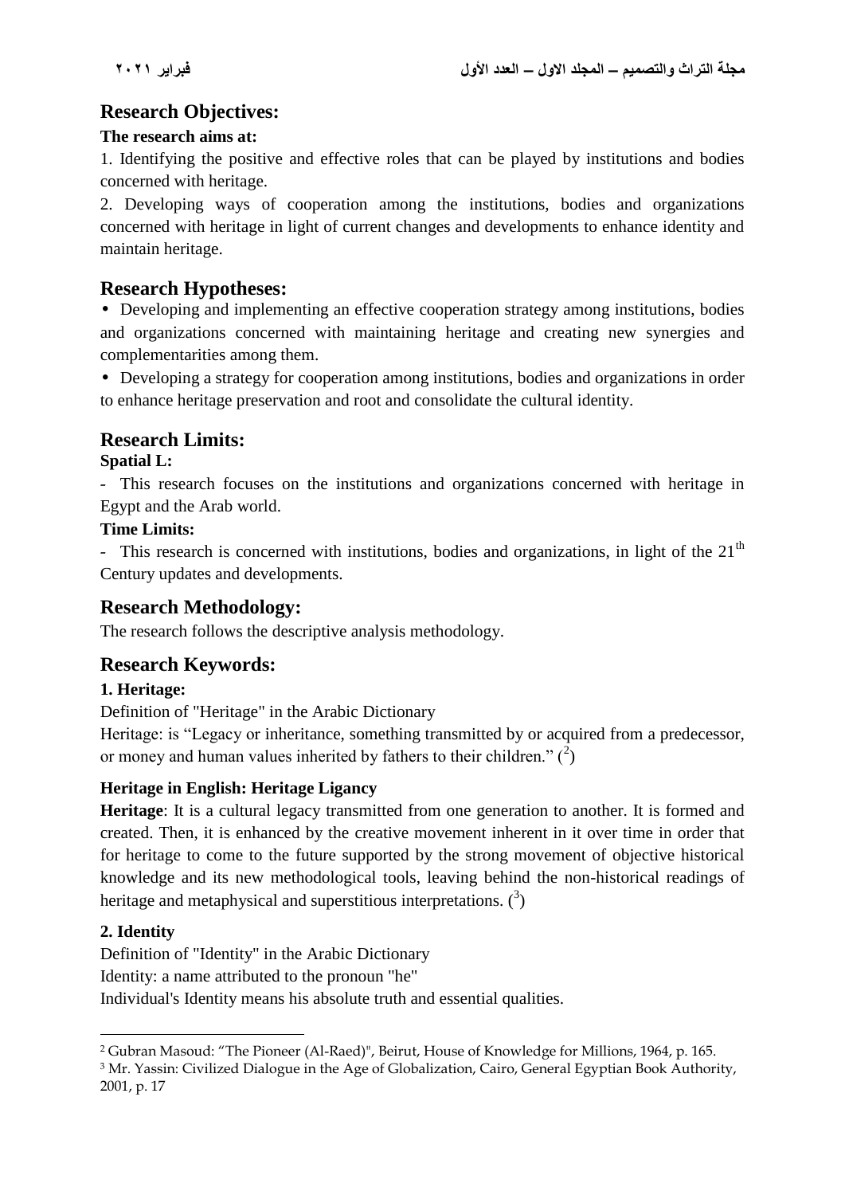## Research Objectives:

**The research aims at:**

1. Identifying the positive and effective roles that can be played by institutions and bodies concerned with heritage.
2. Developing ways of cooperation among the institutions, bodies and organizations concerned with heritage in light of current changes and developments to enhance identity and maintain heritage.

## Research Hypotheses:

- Developing and implementing an effective cooperation strategy among institutions, bodies and organizations concerned with maintaining heritage and creating new synergies and complementarities among them.
- Developing a strategy for cooperation among institutions, bodies and organizations in order to enhance heritage preservation and root and consolidate the cultural identity.

## Research Limits:

**Spatial L:**

- This research focuses on the institutions and organizations concerned with heritage in Egypt and the Arab world.

**Time Limits:**

- This research is concerned with institutions, bodies and organizations, in light of the 21th Century updates and developments.

## Research Methodology:

The research follows the descriptive analysis methodology.

## Research Keywords:

### 1. Heritage:

Definition of "Heritage" in the Arabic Dictionary

Heritage: is "Legacy or inheritance, something transmitted by or acquired from a predecessor, or money and human values inherited by fathers to their children." ([2])

**Heritage in English: Heritage Ligancy**

**Heritage**: It is a cultural legacy transmitted from one generation to another. It is formed and created. Then, it is enhanced by the creative movement inherent in it over time in order that for heritage to come to the future supported by the strong movement of objective historical knowledge and its new methodological tools, leaving behind the non-historical readings of heritage and metaphysical and superstitious interpretations. ([3])

### 2. Identity

Definition of "Identity" in the Arabic Dictionary

Identity: a name attributed to the pronoun "he"

Individual's Identity means his absolute truth and essential qualities.

---

[2] Gubran Masoud: "The Pioneer (Al-Raed)", Beirut, House of Knowledge for Millions, 1964, p. 165.

[3] Mr. Yassin: Civilized Dialogue in the Age of Globalization, Cairo, General Egyptian Book Authority, 2001, p. 17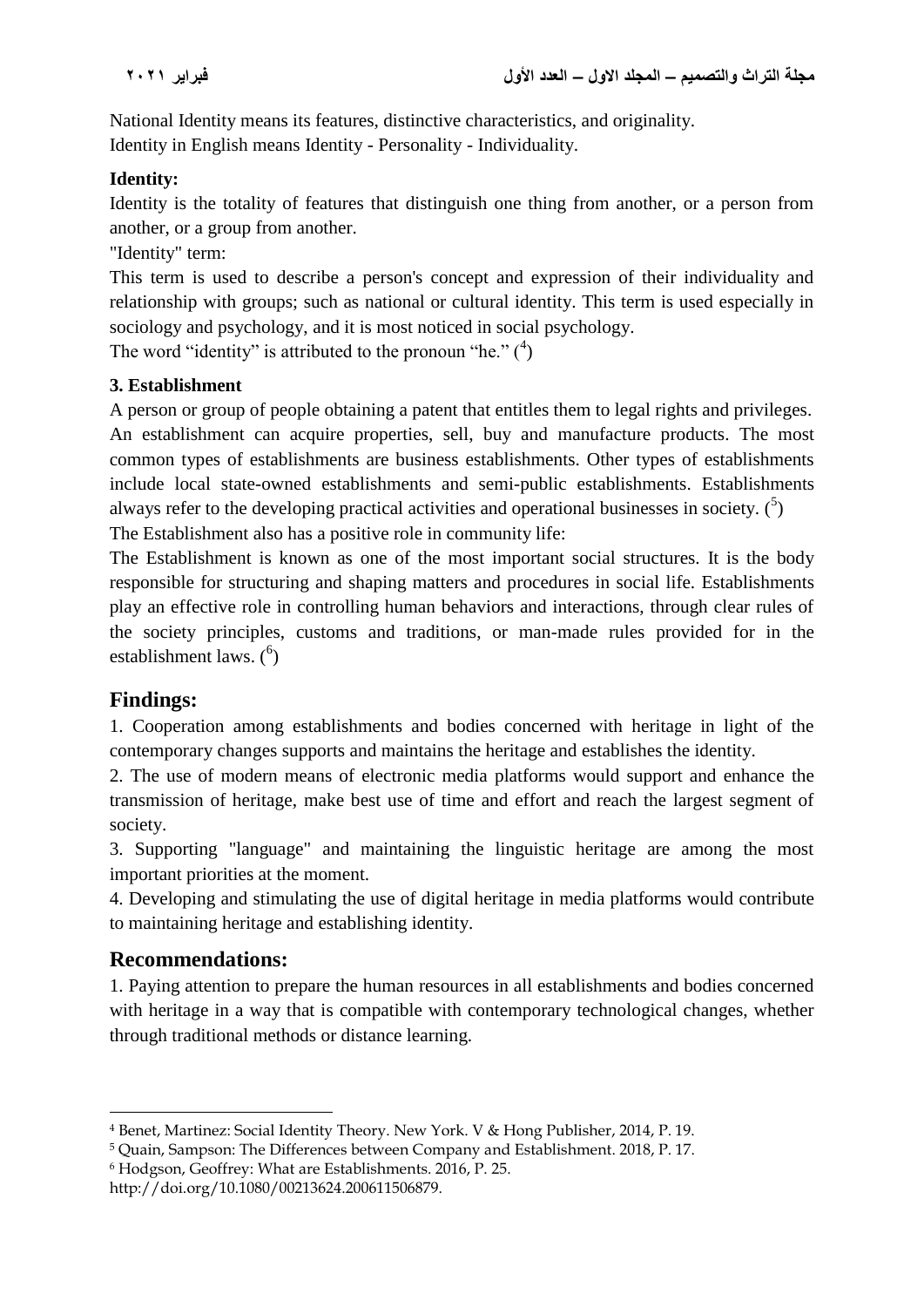National Identity means its features, distinctive characteristics, and originality.
Identity in English means Identity - Personality - Individuality.

**Identity:**

Identity is the totality of features that distinguish one thing from another, or a person from another, or a group from another.

"Identity" term:

This term is used to describe a person's concept and expression of their individuality and relationship with groups; such as national or cultural identity. This term is used especially in sociology and psychology, and it is most noticed in social psychology.

The word "identity" is attributed to the pronoun "he." ([4])

**3. Establishment**

A person or group of people obtaining a patent that entitles them to legal rights and privileges. An establishment can acquire properties, sell, buy and manufacture products. The most common types of establishments are business establishments. Other types of establishments include local state-owned establishments and semi-public establishments. Establishments always refer to the developing practical activities and operational businesses in society. ([5])

The Establishment also has a positive role in community life:

The Establishment is known as one of the most important social structures. It is the body responsible for structuring and shaping matters and procedures in social life. Establishments play an effective role in controlling human behaviors and interactions, through clear rules of the society principles, customs and traditions, or man-made rules provided for in the establishment laws. ([6])

## Findings:

1. Cooperation among establishments and bodies concerned with heritage in light of the contemporary changes supports and maintains the heritage and establishes the identity.
2. The use of modern means of electronic media platforms would support and enhance the transmission of heritage, make best use of time and effort and reach the largest segment of society.
3. Supporting "language" and maintaining the linguistic heritage are among the most important priorities at the moment.
4. Developing and stimulating the use of digital heritage in media platforms would contribute to maintaining heritage and establishing identity.

## Recommendations:

1. Paying attention to prepare the human resources in all establishments and bodies concerned with heritage in a way that is compatible with contemporary technological changes, whether through traditional methods or distance learning.

---

[4] Benet, Martinez: Social Identity Theory. New York. V & Hong Publisher, 2014, P. 19.

[5] Quain, Sampson: The Differences between Company and Establishment. 2018, P. 17.

[6] Hodgson, Geoffrey: What are Establishments. 2016, P. 25.
http://doi.org/10.1080/00213624.200611506879.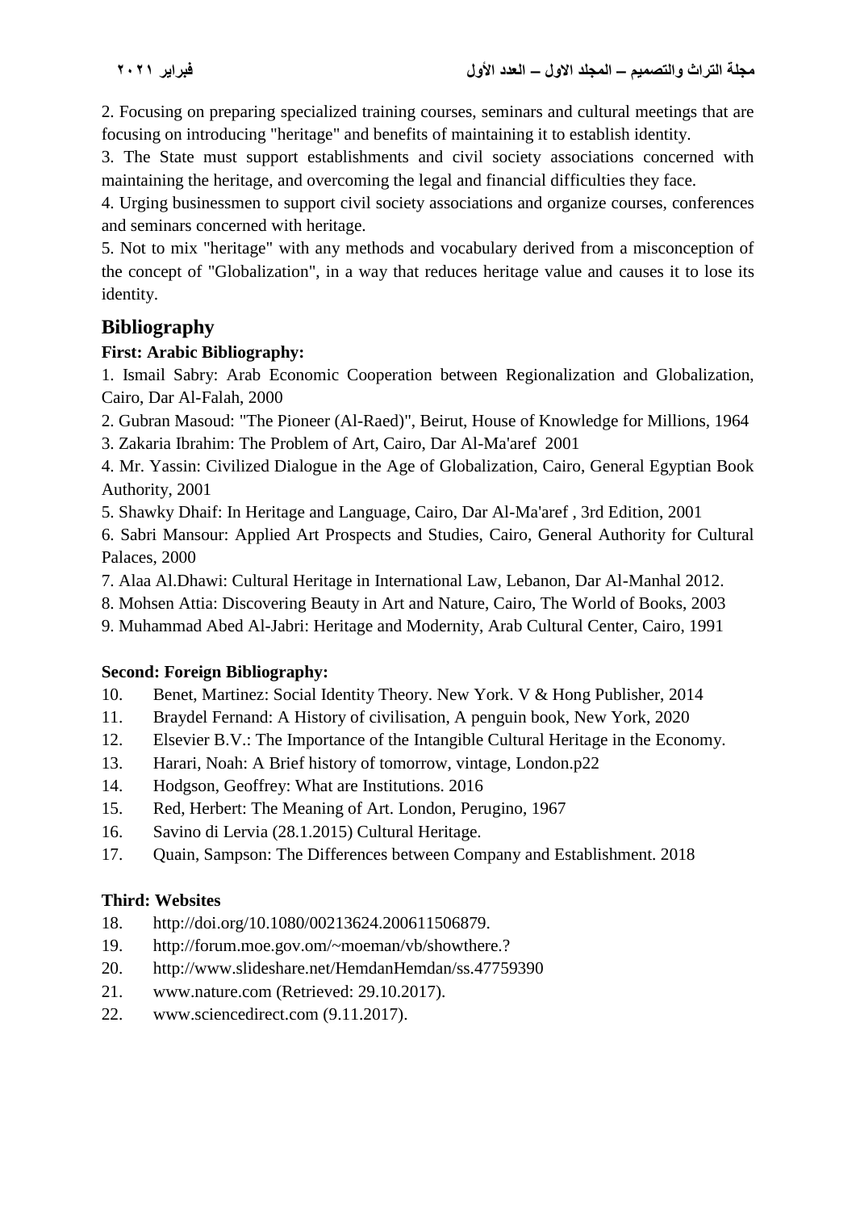2. Focusing on preparing specialized training courses, seminars and cultural meetings that are focusing on introducing "heritage" and benefits of maintaining it to establish identity.

3. The State must support establishments and civil society associations concerned with maintaining the heritage, and overcoming the legal and financial difficulties they face.

4. Urging businessmen to support civil society associations and organize courses, conferences and seminars concerned with heritage.

5. Not to mix "heritage" with any methods and vocabulary derived from a misconception of the concept of "Globalization", in a way that reduces heritage value and causes it to lose its identity.

## Bibliography

**First: Arabic Bibliography:**

1. Ismail Sabry: Arab Economic Cooperation between Regionalization and Globalization, Cairo, Dar Al-Falah, 2000
2. Gubran Masoud: "The Pioneer (Al-Raed)", Beirut, House of Knowledge for Millions, 1964
3. Zakaria Ibrahim: The Problem of Art, Cairo, Dar Al-Ma'aref 2001
4. Mr. Yassin: Civilized Dialogue in the Age of Globalization, Cairo, General Egyptian Book Authority, 2001
5. Shawky Dhaif: In Heritage and Language, Cairo, Dar Al-Ma'aref , 3rd Edition, 2001
6. Sabri Mansour: Applied Art Prospects and Studies, Cairo, General Authority for Cultural Palaces, 2000
7. Alaa Al.Dhawi: Cultural Heritage in International Law, Lebanon, Dar Al-Manhal 2012.
8. Mohsen Attia: Discovering Beauty in Art and Nature, Cairo, The World of Books, 2003
9. Muhammad Abed Al-Jabri: Heritage and Modernity, Arab Cultural Center, Cairo, 1991

**Second: Foreign Bibliography:**

10. Benet, Martinez: Social Identity Theory. New York. V & Hong Publisher, 2014
11. Braydel Fernand: A History of civilisation, A penguin book, New York, 2020
12. Elsevier B.V.: The Importance of the Intangible Cultural Heritage in the Economy.
13. Harari, Noah: A Brief history of tomorrow, vintage, London.p22
14. Hodgson, Geoffrey: What are Institutions. 2016
15. Red, Herbert: The Meaning of Art. London, Perugino, 1967
16. Savino di Lervia (28.1.2015) Cultural Heritage.
17. Quain, Sampson: The Differences between Company and Establishment. 2018

**Third: Websites**

18. http://doi.org/10.1080/00213624.200611506879.
19. http://forum.moe.gov.om/~moeman/vb/showthere.?
20. http://www.slideshare.net/HemdanHemdan/ss.47759390
21. www.nature.com (Retrieved: 29.10.2017).
22. www.sciencedirect.com (9.11.2017).